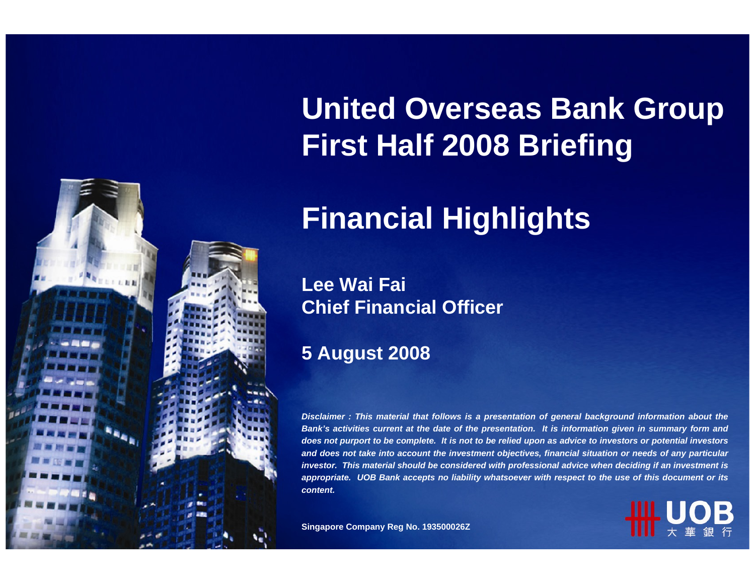# United Overseas Bank Group First Half 2008 Briefing

# Financial Highlights

**Lee Wai Fai**
**Chief Financial Officer**

**5 August 2008**

***Disclaimer : This material that follows is a presentation of general background information about the Bank's activities current at the date of the presentation. It is information given in summary form and does not purport to be complete. It is not to be relied upon as advice to investors or potential investors and does not take into account the investment objectives, financial situation or needs of any particular investor. This material should be considered with professional advice when deciding if an investment is appropriate. UOB Bank accepts no liability whatsoever with respect to the use of this document or its content.***

**Singapore Company Reg No. 193500026Z**

UOB 大華銀行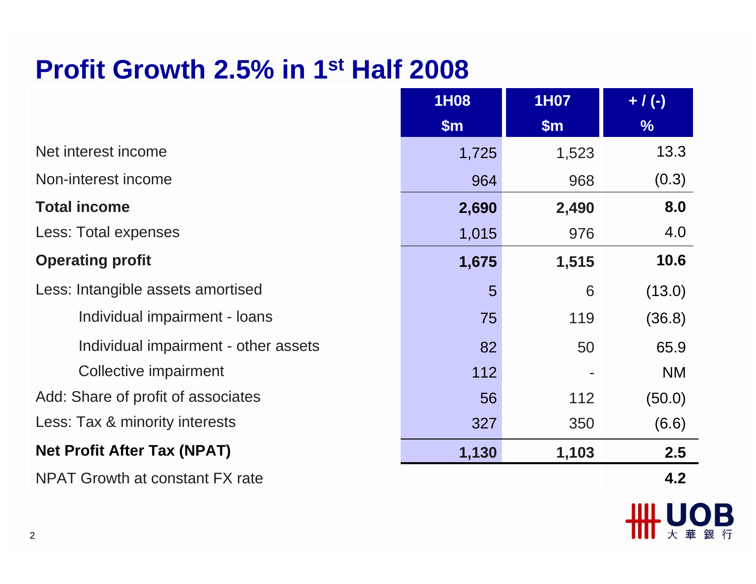# Profit Growth 2.5% in 1st Half 2008

| | 1H08 $m | 1H07 $m | + / (-) % |
|---|---|---|---|
| Net interest income | 1,725 | 1,523 | 13.3 |
| Non-interest income | 964 | 968 | (0.3) |
| **Total income** | **2,690** | **2,490** | **8.0** |
| Less: Total expenses | 1,015 | 976 | 4.0 |
| **Operating profit** | **1,675** | **1,515** | **10.6** |
| Less: Intangible assets amortised | 5 | 6 | (13.0) |
| Individual impairment - loans | 75 | 119 | (36.8) |
| Individual impairment - other assets | 82 | 50 | 65.9 |
| Collective impairment | 112 | - | NM |
| Add: Share of profit of associates | 56 | 112 | (50.0) |
| Less: Tax & minority interests | 327 | 350 | (6.6) |
| **Net Profit After Tax (NPAT)** | **1,130** | **1,103** | **2.5** |
| NPAT Growth at constant FX rate | | | **4.2** |

UOB 大華銀行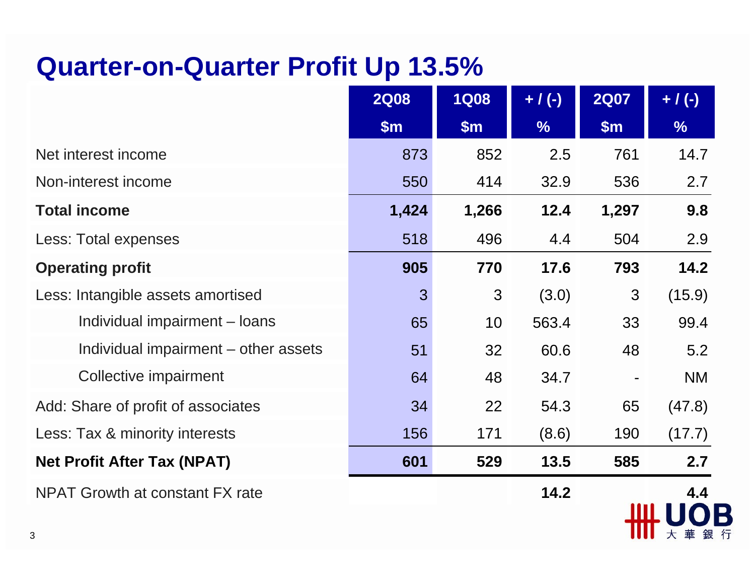# Quarter-on-Quarter Profit Up 13.5%

| | 2Q08 $m | 1Q08 $m | + / (-) % | 2Q07 $m | + / (-) % |
|---|---|---|---|---|---|
| Net interest income | 873 | 852 | 2.5 | 761 | 14.7 |
| Non-interest income | 550 | 414 | 32.9 | 536 | 2.7 |
| **Total income** | **1,424** | **1,266** | **12.4** | **1,297** | **9.8** |
| Less: Total expenses | 518 | 496 | 4.4 | 504 | 2.9 |
| **Operating profit** | **905** | **770** | **17.6** | **793** | **14.2** |
| Less: Intangible assets amortised | 3 | 3 | (3.0) | 3 | (15.9) |
| Individual impairment – loans | 65 | 10 | 563.4 | 33 | 99.4 |
| Individual impairment – other assets | 51 | 32 | 60.6 | 48 | 5.2 |
| Collective impairment | 64 | 48 | 34.7 | - | NM |
| Add: Share of profit of associates | 34 | 22 | 54.3 | 65 | (47.8) |
| Less: Tax & minority interests | 156 | 171 | (8.6) | 190 | (17.7) |
| **Net Profit After Tax (NPAT)** | **601** | **529** | **13.5** | **585** | **2.7** |
| NPAT Growth at constant FX rate | | | **14.2** | | **4.4** |

UOB 大華銀行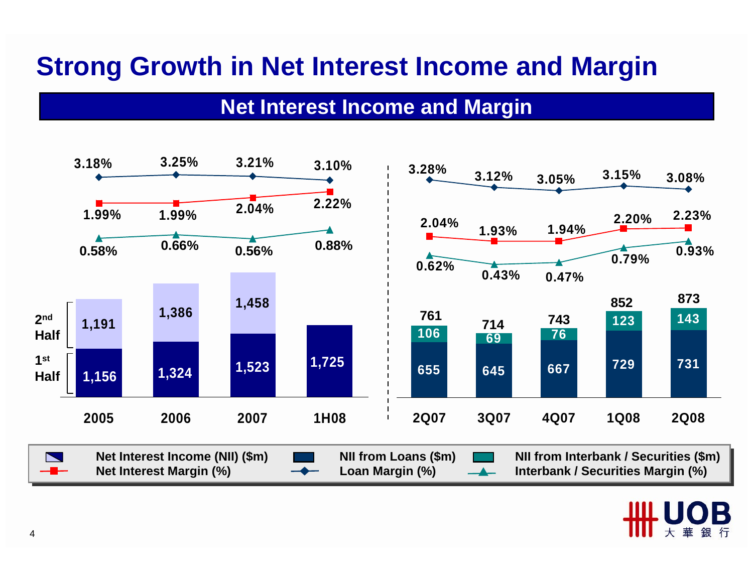# Strong Growth in Net Interest Income and Margin

## Net Interest Income and Margin

| | 2005 | 2006 | 2007 | 1H08 |
|---|---|---|---|---|
| Loan Margin (%) | 3.18% | 3.25% | 3.21% | 3.10% |
| Net Interest Margin (%) | 1.99% | 1.99% | 2.04% | 2.22% |
| Interbank / Securities Margin (%) | 0.58% | 0.66% | 0.56% | 0.88% |
| Net Interest Income (NII) ($m) – 2nd Half | 1,191 | 1,386 | 1,458 | |
| Net Interest Income (NII) ($m) – 1st Half | 1,156 | 1,324 | 1,523 | 1,725 |

| | 2Q07 | 3Q07 | 4Q07 | 1Q08 | 2Q08 |
|---|---|---|---|---|---|
| Loan Margin (%) | 3.28% | 3.12% | 3.05% | 3.15% | 3.08% |
| Net Interest Margin (%) | 2.04% | 1.93% | 1.94% | 2.20% | 2.23% |
| Interbank / Securities Margin (%) | 0.62% | 0.43% | 0.47% | 0.79% | 0.93% |
| Net Interest Income (NII) ($m) | 761 | 714 | 743 | 852 | 873 |
| NII from Interbank / Securities ($m) | 106 | 69 | 76 | 123 | 143 |
| NII from Loans ($m) | 655 | 645 | 667 | 729 | 731 |

Legend: Net Interest Income (NII) ($m); Net Interest Margin (%); NII from Loans ($m); Loan Margin (%); NII from Interbank / Securities ($m); Interbank / Securities Margin (%)

UOB 大華銀行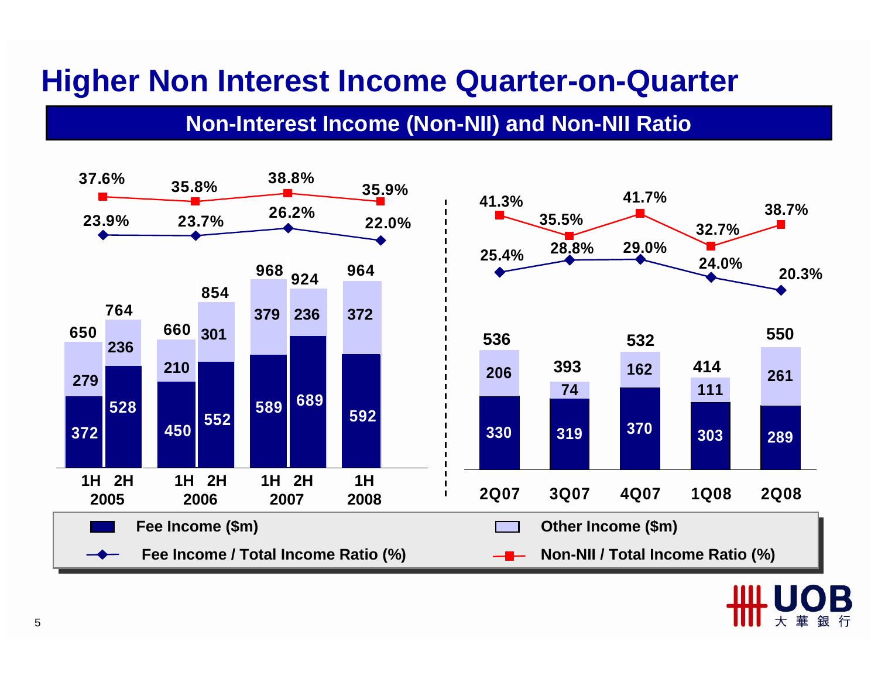# Higher Non Interest Income Quarter-on-Quarter

## Non-Interest Income (Non-NII) and Non-NII Ratio

| Period | Fee Income ($m) | Other Income ($m) | Total ($m) | Fee Income / Total Income Ratio (%) | Non-NII / Total Income Ratio (%) |
|---|---|---|---|---|---|
| 1H 2005 | 372 | 279 | 650 | 23.9% | 37.6% |
| 2H 2005 | 528 | 236 | 764 | | |
| 1H 2006 | 450 | 210 | 660 | 23.7% | 35.8% |
| 2H 2006 | 552 | 301 | 854 | | |
| 1H 2007 | 589 | 379 | 968 | 26.2% | 38.8% |
| 2H 2007 | 689 | 236 | 924 | | |
| 1H 2008 | 592 | 372 | 964 | 22.0% | 35.9% |

| Quarter | Fee Income ($m) | Other Income ($m) | Total ($m) | Fee Income / Total Income Ratio (%) | Non-NII / Total Income Ratio (%) |
|---|---|---|---|---|---|
| 2Q07 | 330 | 206 | 536 | 25.4% | 41.3% |
| 3Q07 | 319 | 74 | 393 | 28.8% | 35.5% |
| 4Q07 | 370 | 162 | 532 | 29.0% | 41.7% |
| 1Q08 | 303 | 111 | 414 | 24.0% | 32.7% |
| 2Q08 | 289 | 261 | 550 | 20.3% | 38.7% |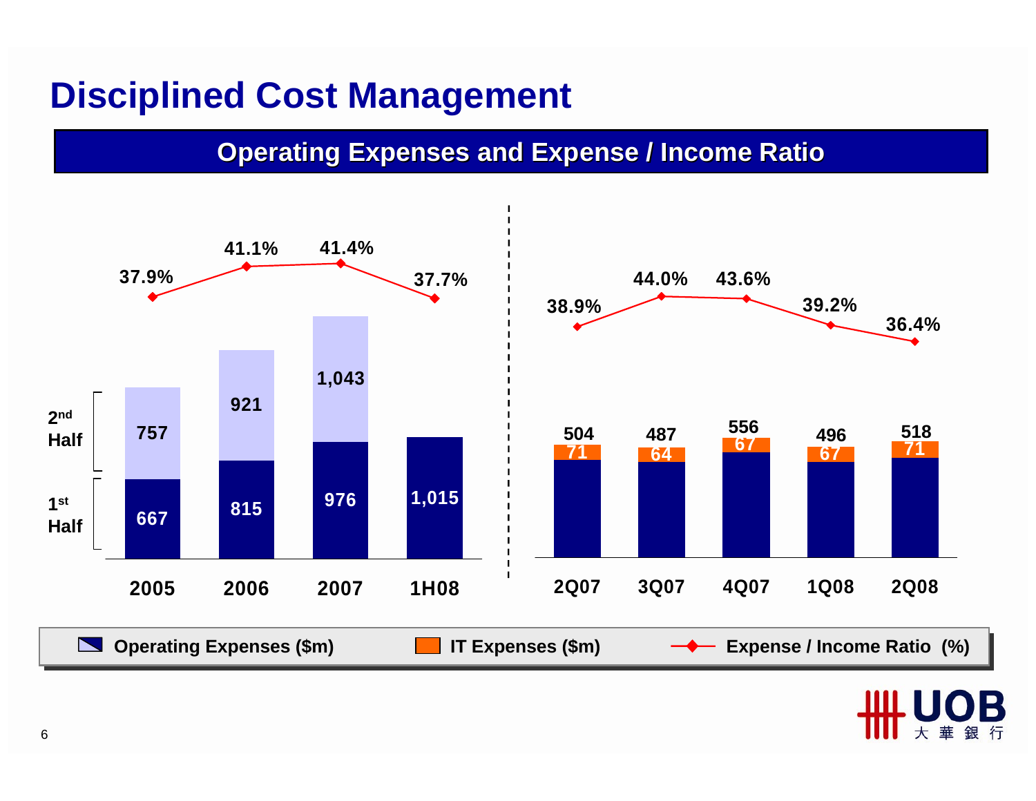# Disciplined Cost Management

## Operating Expenses and Expense / Income Ratio

| | 2005 | 2006 | 2007 | 1H08 |
|---|---|---|---|---|
| 1st Half Operating Expenses ($m) | 667 | 815 | 976 | 1,015 |
| 2nd Half Operating Expenses ($m) | 757 | 921 | 1,043 | |
| Expense / Income Ratio (%) | 37.9% | 41.1% | 41.4% | 37.7% |

| | 2Q07 | 3Q07 | 4Q07 | 1Q08 | 2Q08 |
|---|---|---|---|---|---|
| Operating Expenses ($m) | 504 | 487 | 556 | 496 | 518 |
| IT Expenses ($m) | 71 | 64 | 67 | 67 | 71 |
| Expense / Income Ratio (%) | 38.9% | 44.0% | 43.6% | 39.2% | 36.4% |

Operating Expenses ($m) | IT Expenses ($m) | Expense / Income Ratio (%)

UOB 大華銀行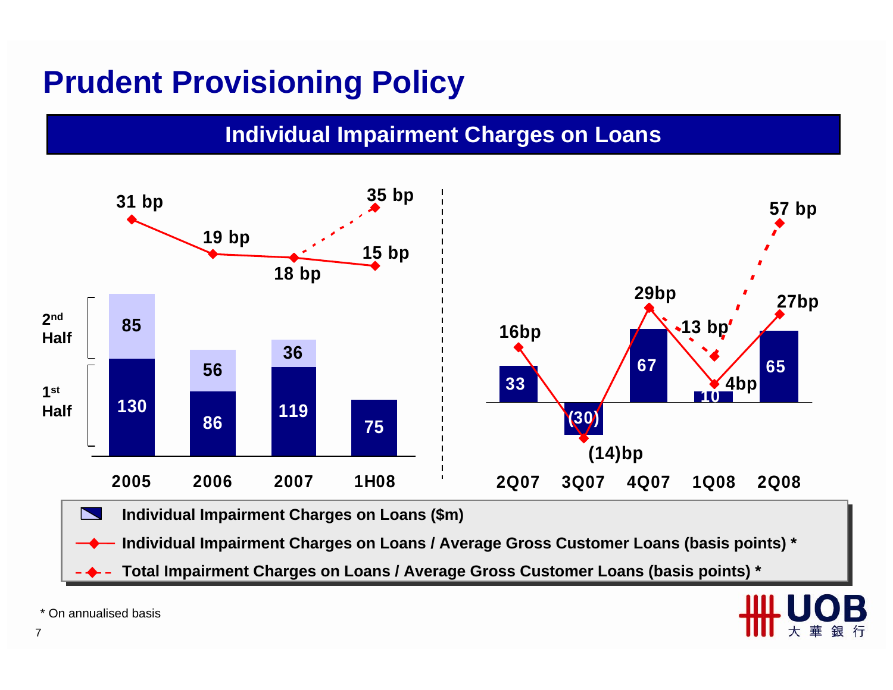# Prudent Provisioning Policy

## Individual Impairment Charges on Loans

| | 2005 | 2006 | 2007 | 1H08 |
|---|---|---|---|---|
| 2nd Half | 85 | 56 | 36 | |
| 1st Half | 130 | 86 | 119 | 75 |
| Individual Impairment Charges / Average Gross Customer Loans | 31 bp | 19 bp | 18 bp | 15 bp |
| Total Impairment Charges / Average Gross Customer Loans | | | | 35 bp |

| | 2Q07 | 3Q07 | 4Q07 | 1Q08 | 2Q08 |
|---|---|---|---|---|---|
| Individual Impairment Charges on Loans ($m) | 33 | (30) | 67 | 10 | 65 |
| Individual Impairment Charges / Average Gross Customer Loans | 16bp | (14)bp | 29bp | 4bp | 27bp |
| Total Impairment Charges / Average Gross Customer Loans | | | 29bp | 13 bp | 57 bp |

- Individual Impairment Charges on Loans ($m)
- Individual Impairment Charges on Loans / Average Gross Customer Loans (basis points) *
- Total Impairment Charges on Loans / Average Gross Customer Loans (basis points) *

\* On annualised basis

UOB 大華銀行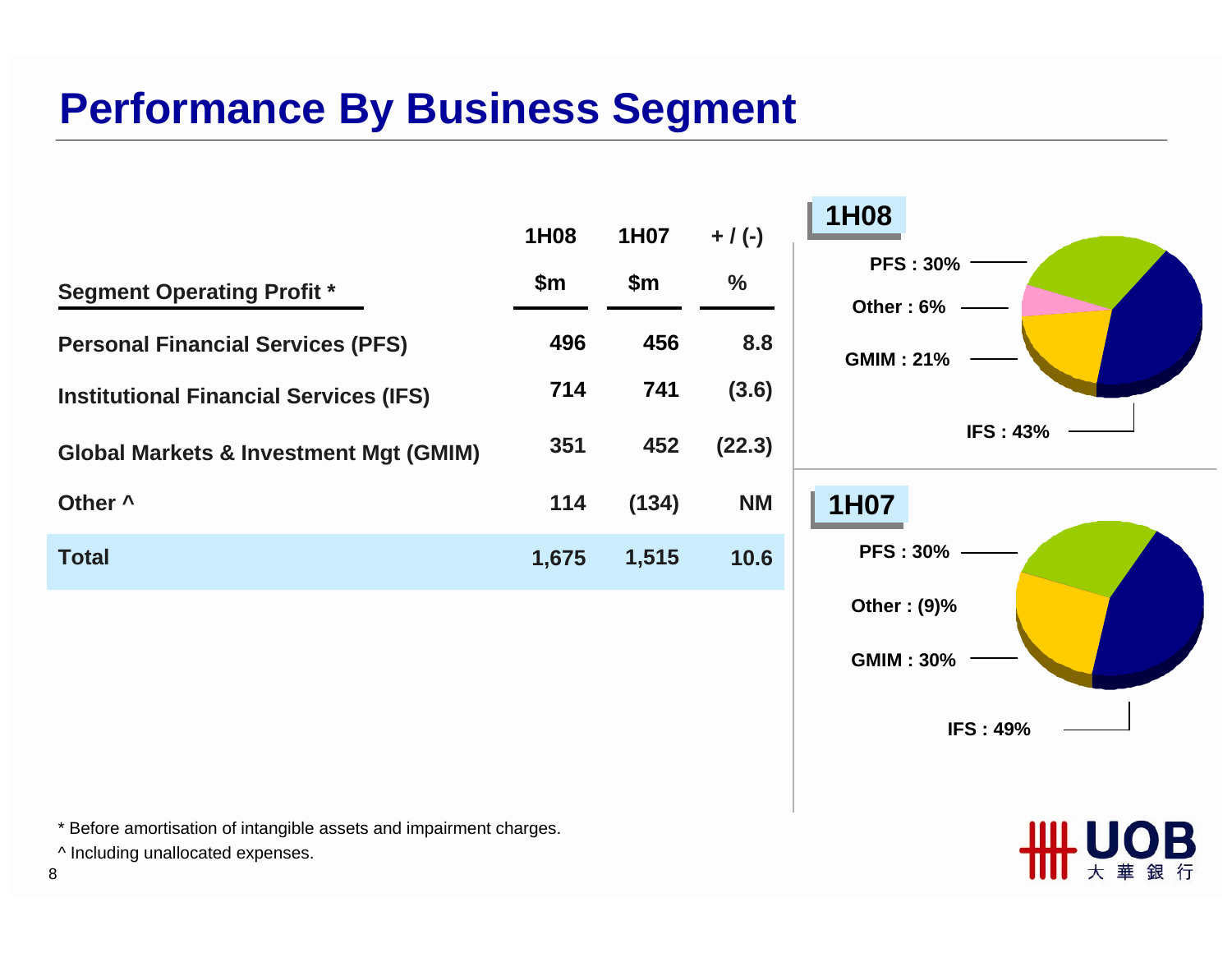# Performance By Business Segment

| Segment Operating Profit * | 1H08 $m | 1H07 $m | + / (-) % |
|---|---|---|---|
| Personal Financial Services (PFS) | 496 | 456 | 8.8 |
| Institutional Financial Services (IFS) | 714 | 741 | (3.6) |
| Global Markets & Investment Mgt (GMIM) | 351 | 452 | (22.3) |
| Other ^ | 114 | (134) | NM |
| **Total** | **1,675** | **1,515** | **10.6** |

**1H08**

- PFS : 30%
- Other : 6%
- GMIM : 21%
- IFS : 43%

**1H07**

- PFS : 30%
- Other : (9)%
- GMIM : 30%
- IFS : 49%

* Before amortisation of intangible assets and impairment charges.

^ Including unallocated expenses.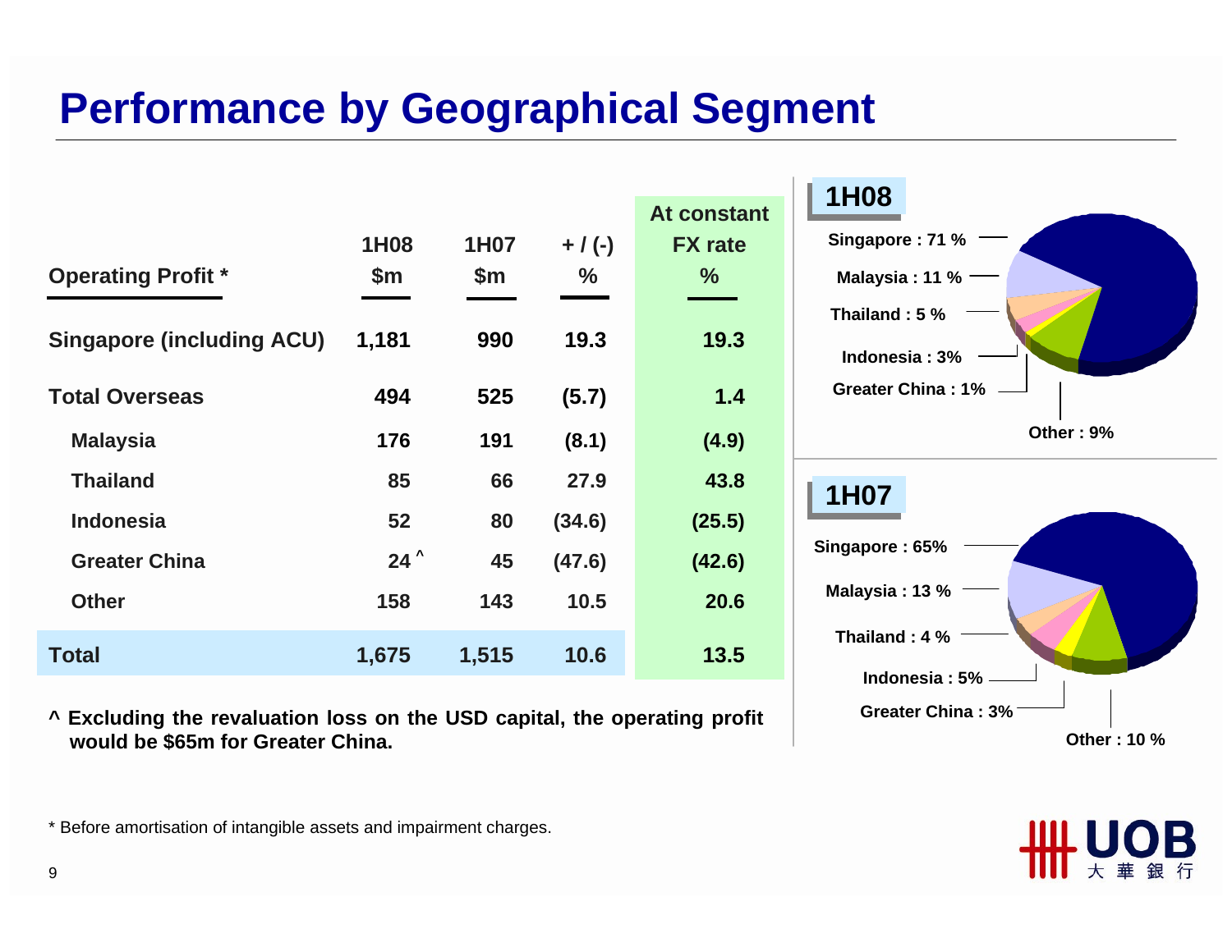# Performance by Geographical Segment

| Operating Profit * | 1H08 $m | 1H07 $m | + / (-) % | At constant FX rate % |
|---|---|---|---|---|
| Singapore (including ACU) | 1,181 | 990 | 19.3 | 19.3 |
| Total Overseas | 494 | 525 | (5.7) | 1.4 |
| Malaysia | 176 | 191 | (8.1) | (4.9) |
| Thailand | 85 | 66 | 27.9 | 43.8 |
| Indonesia | 52 | 80 | (34.6) | (25.5) |
| Greater China | 24 ^ | 45 | (47.6) | (42.6) |
| Other | 158 | 143 | 10.5 | 20.6 |
| **Total** | 1,675 | 1,515 | 10.6 | 13.5 |

**^ Excluding the revaluation loss on the USD capital, the operating profit would be $65m for Greater China.**

**1H08**

- Singapore : 71 %
- Malaysia : 11 %
- Thailand : 5 %
- Indonesia : 3%
- Greater China : 1%
- Other : 9%

**1H07**

- Singapore : 65%
- Malaysia : 13 %
- Thailand : 4 %
- Indonesia : 5%
- Greater China : 3%
- Other : 10 %

\* Before amortisation of intangible assets and impairment charges.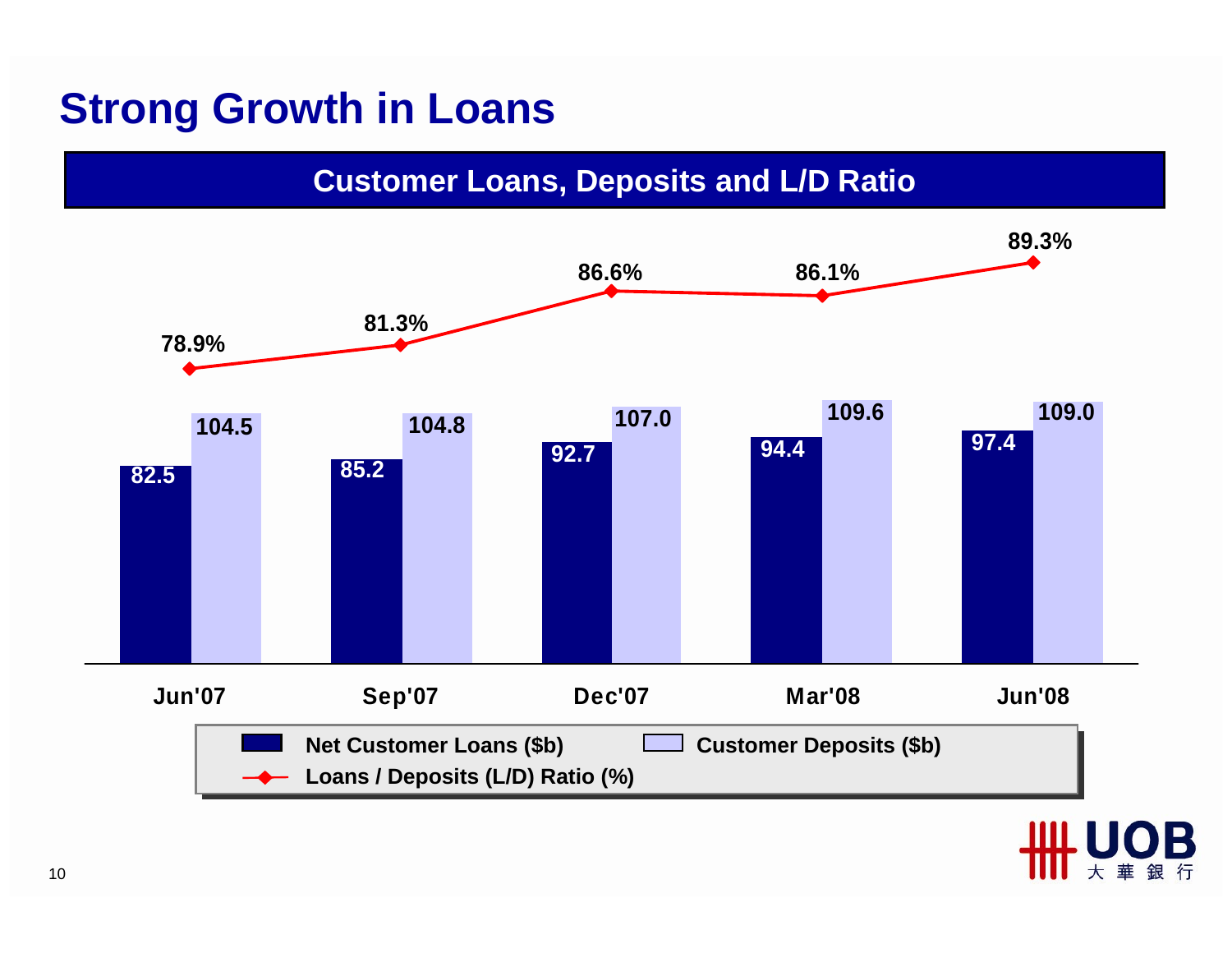# Strong Growth in Loans

## Customer Loans, Deposits and L/D Ratio

| | Jun'07 | Sep'07 | Dec'07 | Mar'08 | Jun'08 |
|---|---|---|---|---|---|
| Net Customer Loans ($b) | 82.5 | 85.2 | 92.7 | 94.4 | 97.4 |
| Customer Deposits ($b) | 104.5 | 104.8 | 107.0 | 109.6 | 109.0 |
| Loans / Deposits (L/D) Ratio (%) | 78.9% | 81.3% | 86.6% | 86.1% | 89.3% |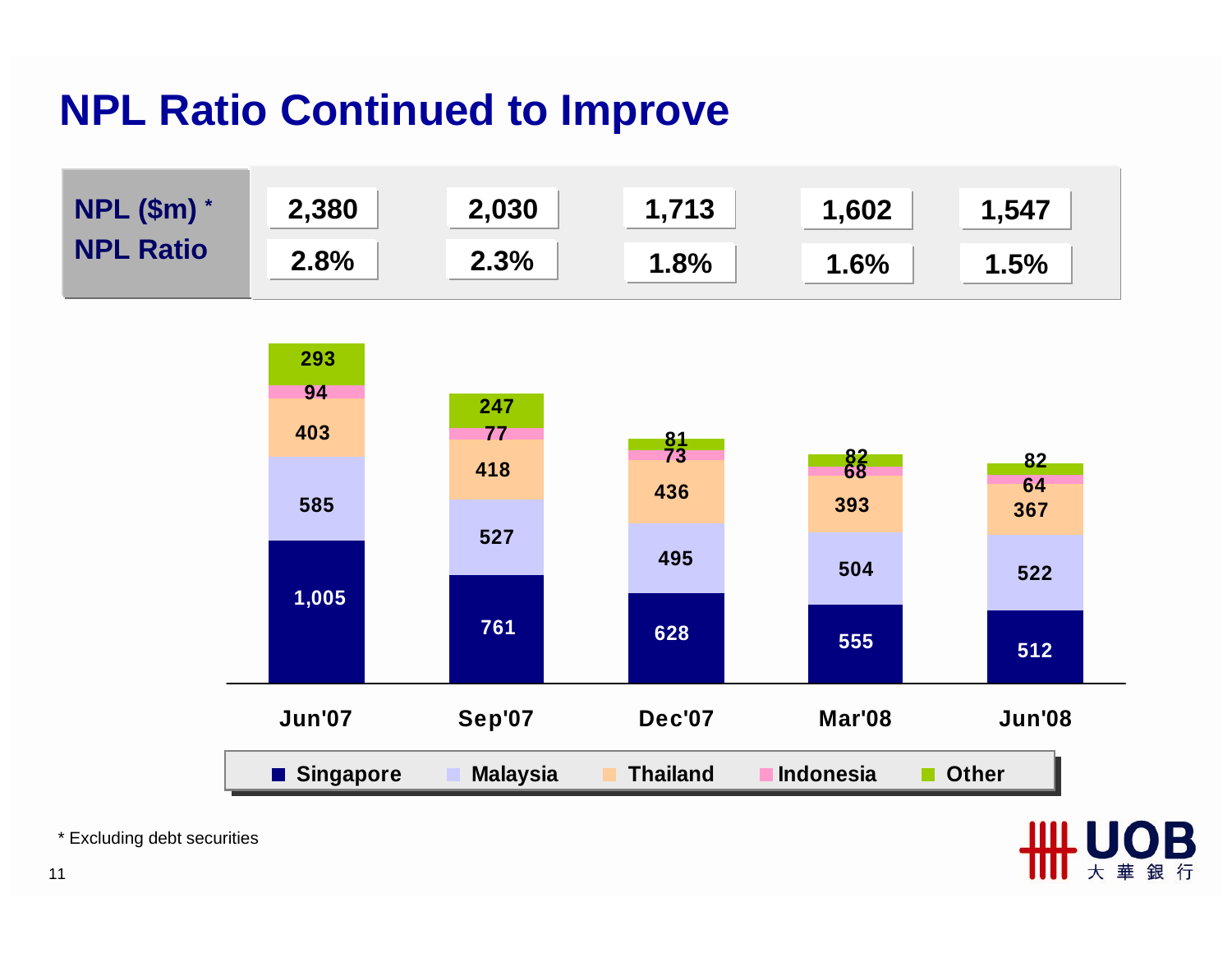# NPL Ratio Continued to Improve

| | Jun'07 | Sep'07 | Dec'07 | Mar'08 | Jun'08 |
|---|---|---|---|---|---|
| NPL ($m) * | 2,380 | 2,030 | 1,713 | 1,602 | 1,547 |
| NPL Ratio | 2.8% | 2.3% | 1.8% | 1.6% | 1.5% |

| | Jun'07 | Sep'07 | Dec'07 | Mar'08 | Jun'08 |
|---|---|---|---|---|---|
| Singapore | 1,005 | 761 | 628 | 555 | 512 |
| Malaysia | 585 | 527 | 495 | 504 | 522 |
| Thailand | 403 | 418 | 436 | 393 | 367 |
| Indonesia | 94 | 77 | 73 | 68 | 64 |
| Other | 293 | 247 | 81 | 82 | 82 |

\* Excluding debt securities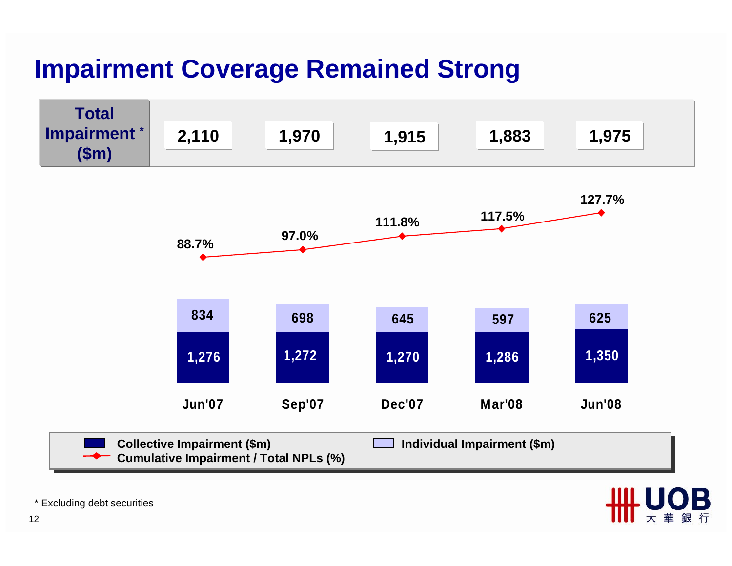# Impairment Coverage Remained Strong

| | Jun'07 | Sep'07 | Dec'07 | Mar'08 | Jun'08 |
|---|---|---|---|---|---|
| Total Impairment * ($m) | 2,110 | 1,970 | 1,915 | 1,883 | 1,975 |
| Collective Impairment ($m) | 1,276 | 1,272 | 1,270 | 1,286 | 1,350 |
| Individual Impairment ($m) | 834 | 698 | 645 | 597 | 625 |
| Cumulative Impairment / Total NPLs (%) | 88.7% | 97.0% | 111.8% | 117.5% | 127.7% |

\* Excluding debt securities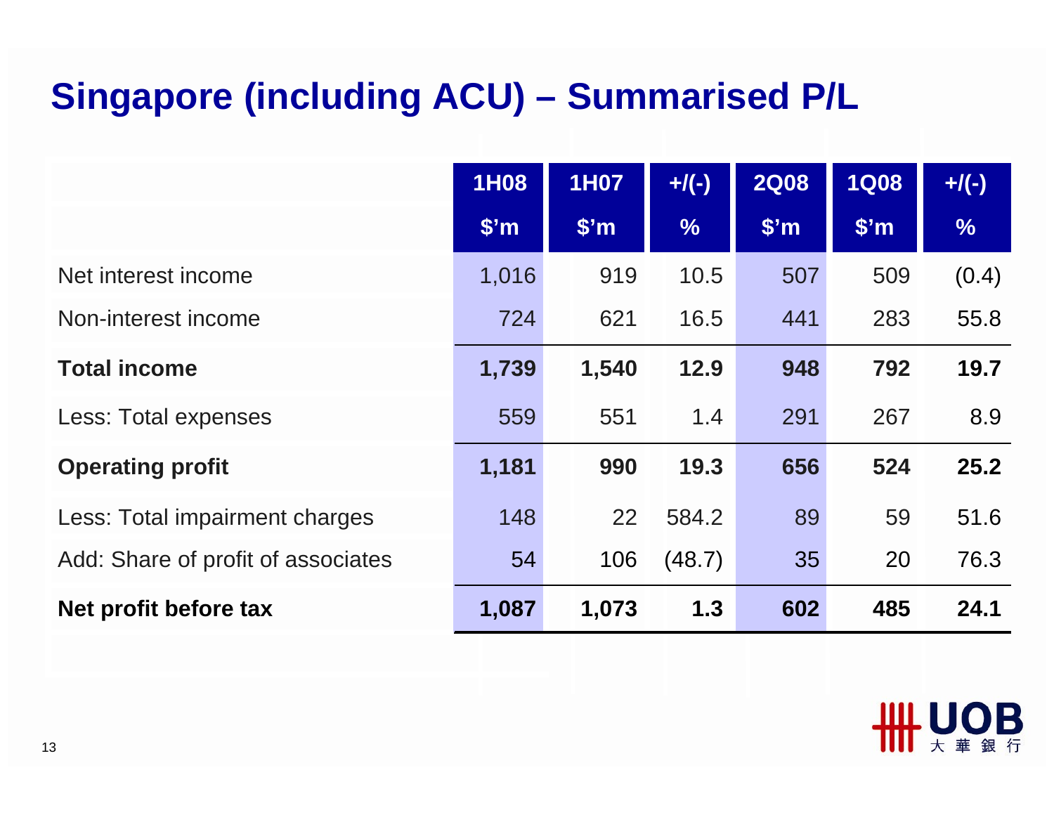# Singapore (including ACU) – Summarised P/L

| | 1H08<br>$'m | 1H07<br>$'m | +/(-)<br>% | 2Q08<br>$'m | 1Q08<br>$'m | +/(-)<br>% |
|---|---|---|---|---|---|---|
| Net interest income | 1,016 | 919 | 10.5 | 507 | 509 | (0.4) |
| Non-interest income | 724 | 621 | 16.5 | 441 | 283 | 55.8 |
| **Total income** | **1,739** | **1,540** | **12.9** | **948** | **792** | **19.7** |
| Less: Total expenses | 559 | 551 | 1.4 | 291 | 267 | 8.9 |
| **Operating profit** | **1,181** | **990** | **19.3** | **656** | **524** | **25.2** |
| Less: Total impairment charges | 148 | 22 | 584.2 | 89 | 59 | 51.6 |
| Add: Share of profit of associates | 54 | 106 | (48.7) | 35 | 20 | 76.3 |
| **Net profit before tax** | **1,087** | **1,073** | **1.3** | **602** | **485** | **24.1** |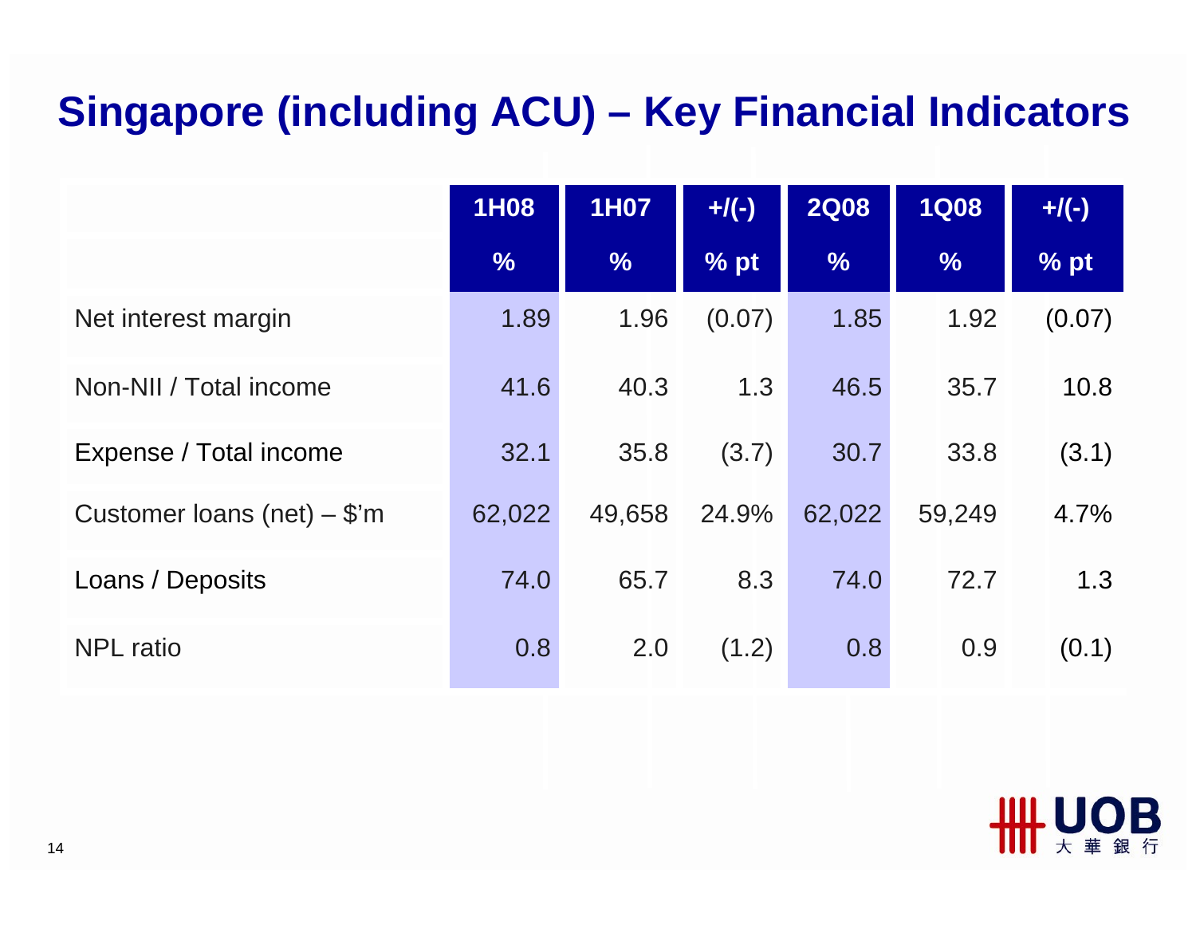# Singapore (including ACU) – Key Financial Indicators

| | 1H08<br>% | 1H07<br>% | +/(-)<br>% pt | 2Q08<br>% | 1Q08<br>% | +/(-)<br>% pt |
|---|---|---|---|---|---|---|
| Net interest margin | 1.89 | 1.96 | (0.07) | 1.85 | 1.92 | (0.07) |
| Non-NII / Total income | 41.6 | 40.3 | 1.3 | 46.5 | 35.7 | 10.8 |
| Expense / Total income | 32.1 | 35.8 | (3.7) | 30.7 | 33.8 | (3.1) |
| Customer loans (net) – $'m | 62,022 | 49,658 | 24.9% | 62,022 | 59,249 | 4.7% |
| Loans / Deposits | 74.0 | 65.7 | 8.3 | 74.0 | 72.7 | 1.3 |
| NPL ratio | 0.8 | 2.0 | (1.2) | 0.8 | 0.9 | (0.1) |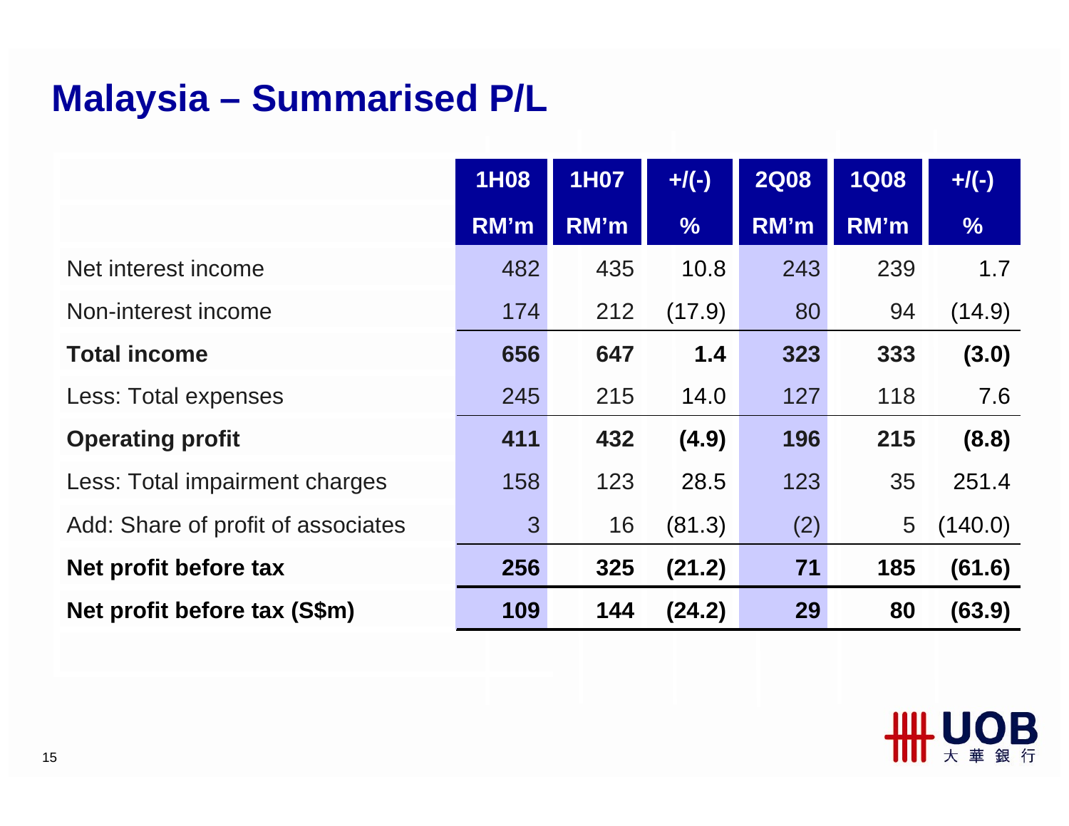# Malaysia – Summarised P/L

| | 1H08 RM'm | 1H07 RM'm | +/(-) % | 2Q08 RM'm | 1Q08 RM'm | +/(-) % |
|---|---|---|---|---|---|---|
| Net interest income | 482 | 435 | 10.8 | 243 | 239 | 1.7 |
| Non-interest income | 174 | 212 | (17.9) | 80 | 94 | (14.9) |
| **Total income** | **656** | **647** | **1.4** | **323** | **333** | **(3.0)** |
| Less: Total expenses | 245 | 215 | 14.0 | 127 | 118 | 7.6 |
| **Operating profit** | **411** | **432** | **(4.9)** | **196** | **215** | **(8.8)** |
| Less: Total impairment charges | 158 | 123 | 28.5 | 123 | 35 | 251.4 |
| Add: Share of profit of associates | 3 | 16 | (81.3) | (2) | 5 | (140.0) |
| **Net profit before tax** | **256** | **325** | **(21.2)** | **71** | **185** | **(61.6)** |
| **Net profit before tax (S$m)** | **109** | **144** | **(24.2)** | **29** | **80** | **(63.9)** |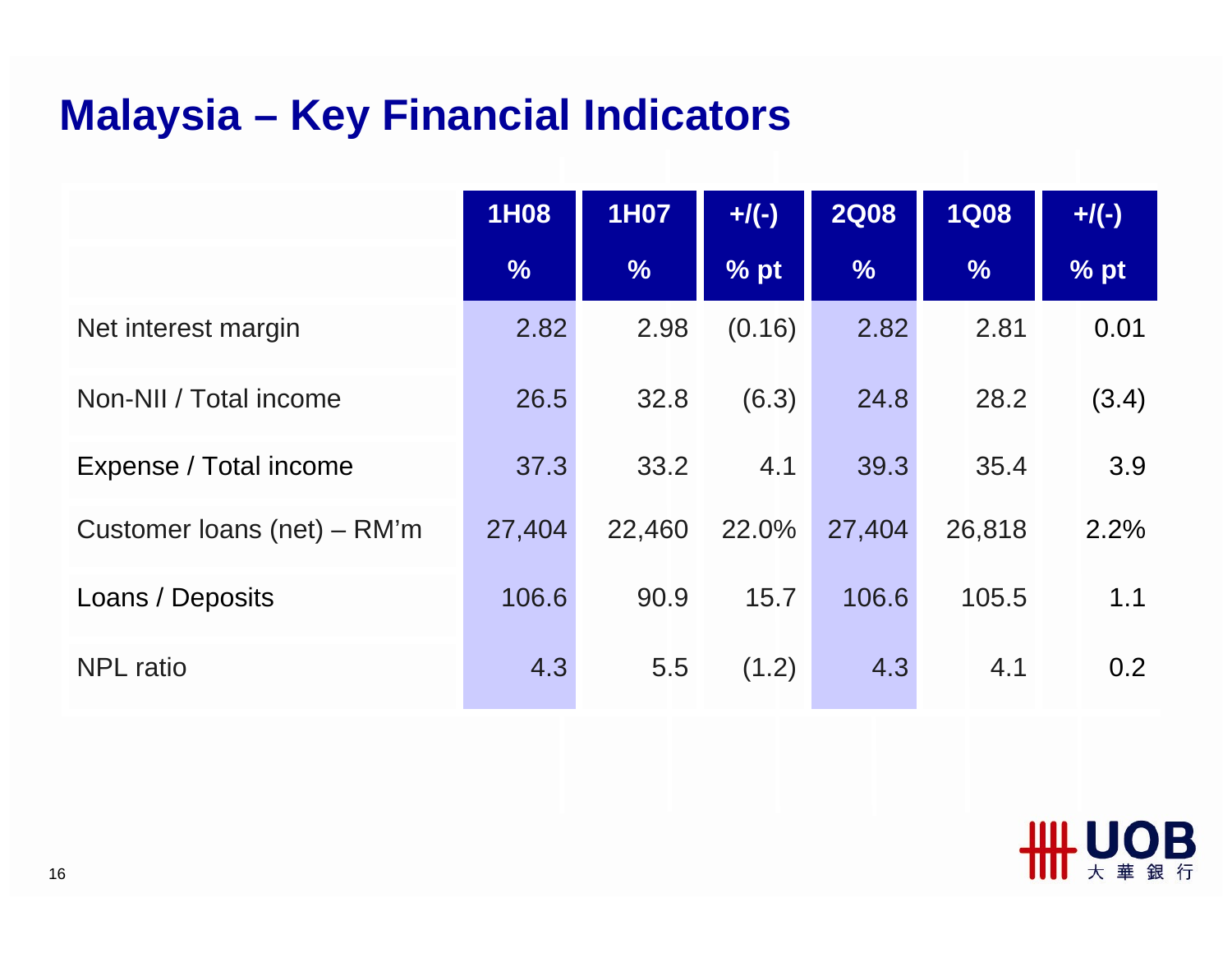# Malaysia – Key Financial Indicators

| | 1H08 | 1H07 | +/(-) | 2Q08 | 1Q08 | +/(-) |
|---|---|---|---|---|---|---|
| | % | % | % pt | % | % | % pt |
| Net interest margin | 2.82 | 2.98 | (0.16) | 2.82 | 2.81 | 0.01 |
| Non-NII / Total income | 26.5 | 32.8 | (6.3) | 24.8 | 28.2 | (3.4) |
| Expense / Total income | 37.3 | 33.2 | 4.1 | 39.3 | 35.4 | 3.9 |
| Customer loans (net) – RM'm | 27,404 | 22,460 | 22.0% | 27,404 | 26,818 | 2.2% |
| Loans / Deposits | 106.6 | 90.9 | 15.7 | 106.6 | 105.5 | 1.1 |
| NPL ratio | 4.3 | 5.5 | (1.2) | 4.3 | 4.1 | 0.2 |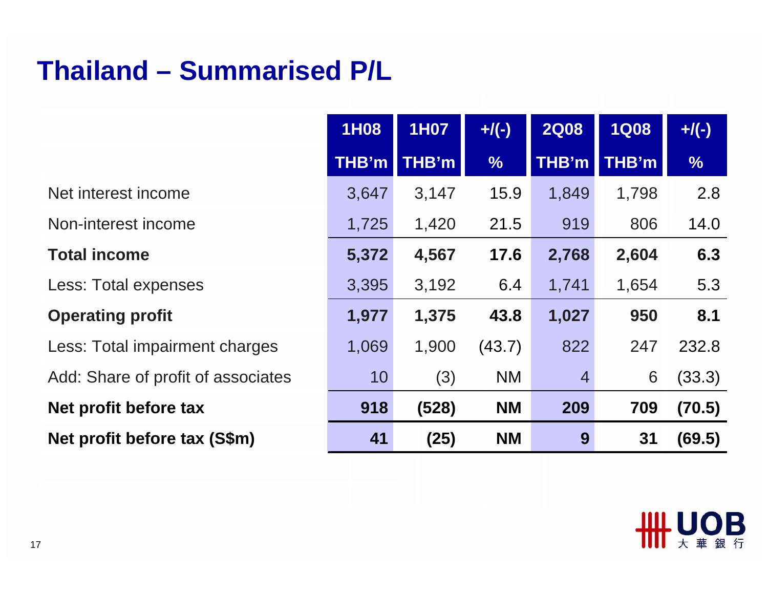# Thailand – Summarised P/L

| | 1H08 | 1H07 | +/(-) | 2Q08 | 1Q08 | +/(-) |
|---|---|---|---|---|---|---|
| | THB'm | THB'm | % | THB'm | THB'm | % |
| Net interest income | 3,647 | 3,147 | 15.9 | 1,849 | 1,798 | 2.8 |
| Non-interest income | 1,725 | 1,420 | 21.5 | 919 | 806 | 14.0 |
| **Total income** | **5,372** | **4,567** | **17.6** | **2,768** | **2,604** | **6.3** |
| Less: Total expenses | 3,395 | 3,192 | 6.4 | 1,741 | 1,654 | 5.3 |
| **Operating profit** | **1,977** | **1,375** | **43.8** | **1,027** | **950** | **8.1** |
| Less: Total impairment charges | 1,069 | 1,900 | (43.7) | 822 | 247 | 232.8 |
| Add: Share of profit of associates | 10 | (3) | NM | 4 | 6 | (33.3) |
| **Net profit before tax** | **918** | **(528)** | **NM** | **209** | **709** | **(70.5)** |
| **Net profit before tax (S$m)** | **41** | **(25)** | **NM** | **9** | **31** | **(69.5)** |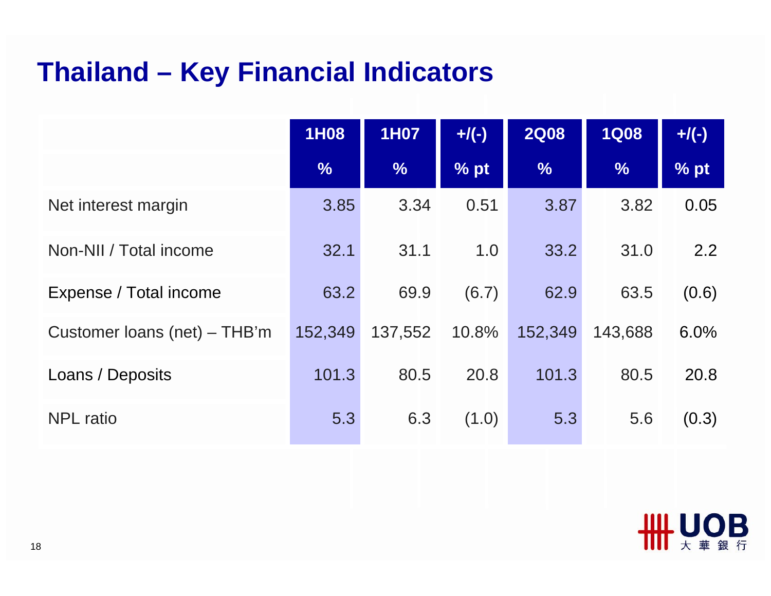# Thailand – Key Financial Indicators

| | 1H08 | 1H07 | +/(-) | 2Q08 | 1Q08 | +/(-) |
|---|---|---|---|---|---|---|
| | % | % | % pt | % | % | % pt |
| Net interest margin | 3.85 | 3.34 | 0.51 | 3.87 | 3.82 | 0.05 |
| Non-NII / Total income | 32.1 | 31.1 | 1.0 | 33.2 | 31.0 | 2.2 |
| Expense / Total income | 63.2 | 69.9 | (6.7) | 62.9 | 63.5 | (0.6) |
| Customer loans (net) – THB'm | 152,349 | 137,552 | 10.8% | 152,349 | 143,688 | 6.0% |
| Loans / Deposits | 101.3 | 80.5 | 20.8 | 101.3 | 80.5 | 20.8 |
| NPL ratio | 5.3 | 6.3 | (1.0) | 5.3 | 5.6 | (0.3) |

UOB 大華銀行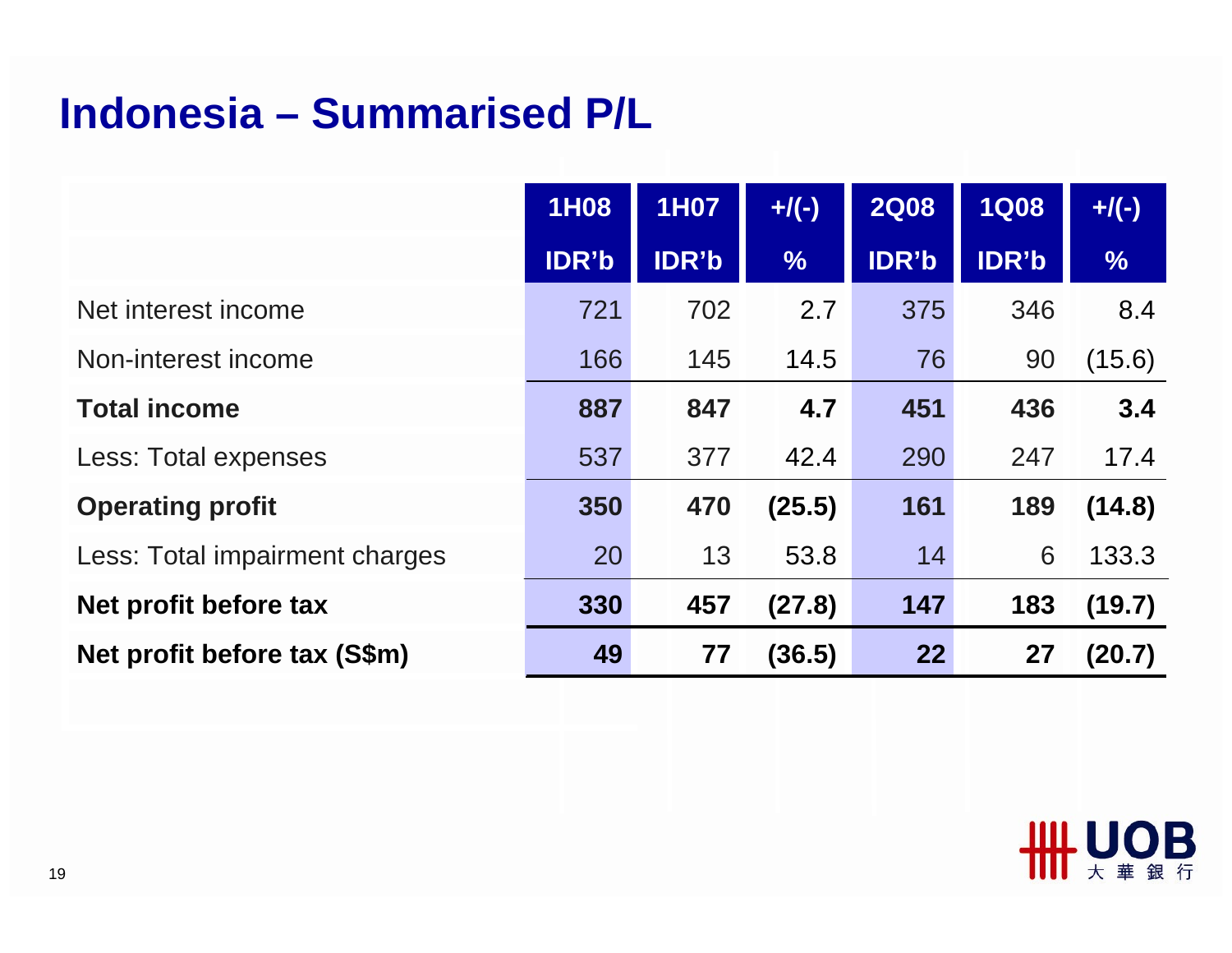# Indonesia – Summarised P/L

| | 1H08 IDR'b | 1H07 IDR'b | +/(-) % | 2Q08 IDR'b | 1Q08 IDR'b | +/(-) % |
|---|---|---|---|---|---|---|
| Net interest income | 721 | 702 | 2.7 | 375 | 346 | 8.4 |
| Non-interest income | 166 | 145 | 14.5 | 76 | 90 | (15.6) |
| **Total income** | **887** | **847** | **4.7** | **451** | **436** | **3.4** |
| Less: Total expenses | 537 | 377 | 42.4 | 290 | 247 | 17.4 |
| **Operating profit** | **350** | **470** | **(25.5)** | **161** | **189** | **(14.8)** |
| Less: Total impairment charges | 20 | 13 | 53.8 | 14 | 6 | 133.3 |
| **Net profit before tax** | **330** | **457** | **(27.8)** | **147** | **183** | **(19.7)** |
| **Net profit before tax (S$m)** | **49** | **77** | **(36.5)** | **22** | **27** | **(20.7)** |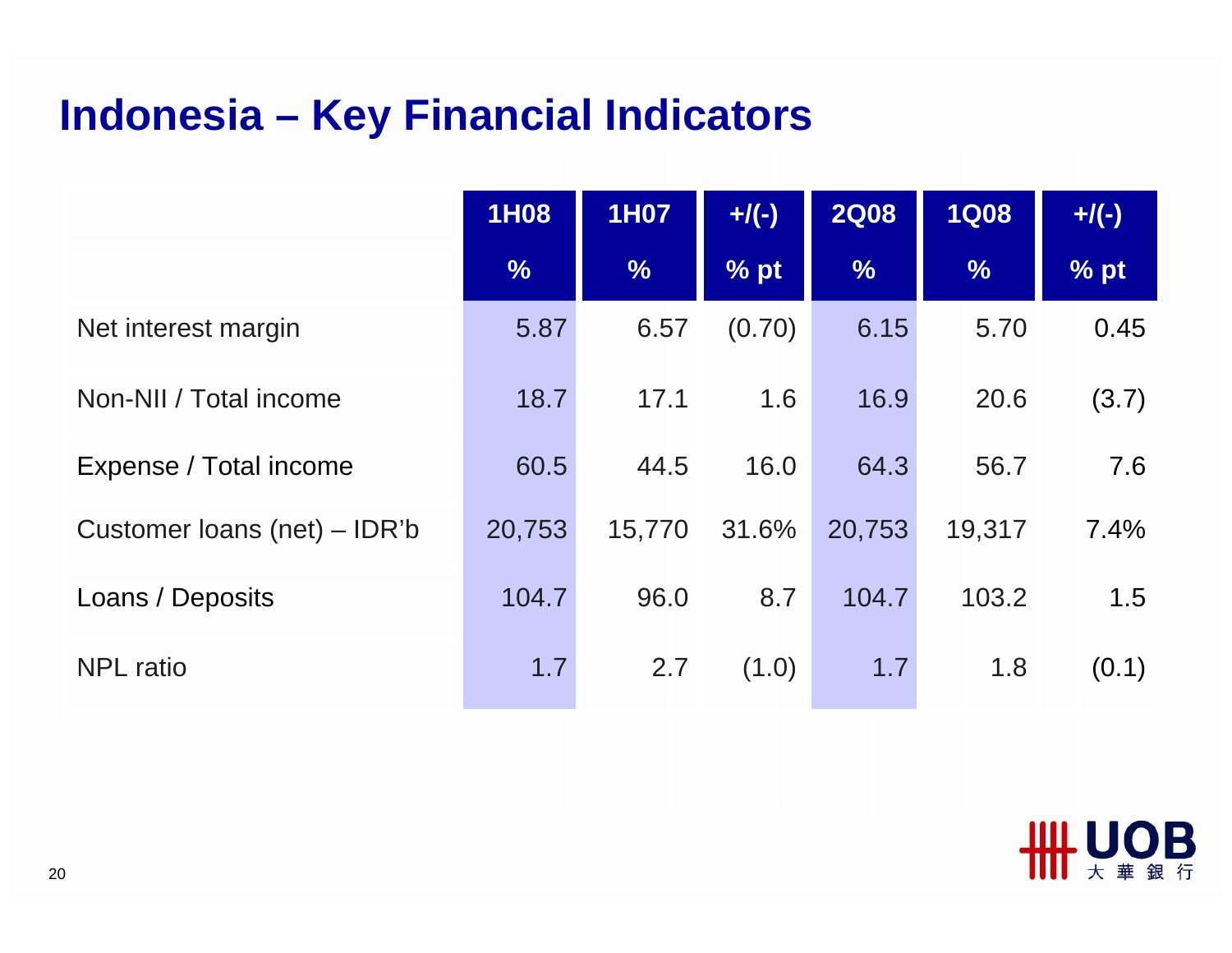# Indonesia – Key Financial Indicators

| | 1H08 | 1H07 | +/(-) | 2Q08 | 1Q08 | +/(-) |
|---|---|---|---|---|---|---|
| | % | % | % pt | % | % | % pt |
| Net interest margin | 5.87 | 6.57 | (0.70) | 6.15 | 5.70 | 0.45 |
| Non-NII / Total income | 18.7 | 17.1 | 1.6 | 16.9 | 20.6 | (3.7) |
| Expense / Total income | 60.5 | 44.5 | 16.0 | 64.3 | 56.7 | 7.6 |
| Customer loans (net) – IDR'b | 20,753 | 15,770 | 31.6% | 20,753 | 19,317 | 7.4% |
| Loans / Deposits | 104.7 | 96.0 | 8.7 | 104.7 | 103.2 | 1.5 |
| NPL ratio | 1.7 | 2.7 | (1.0) | 1.7 | 1.8 | (0.1) |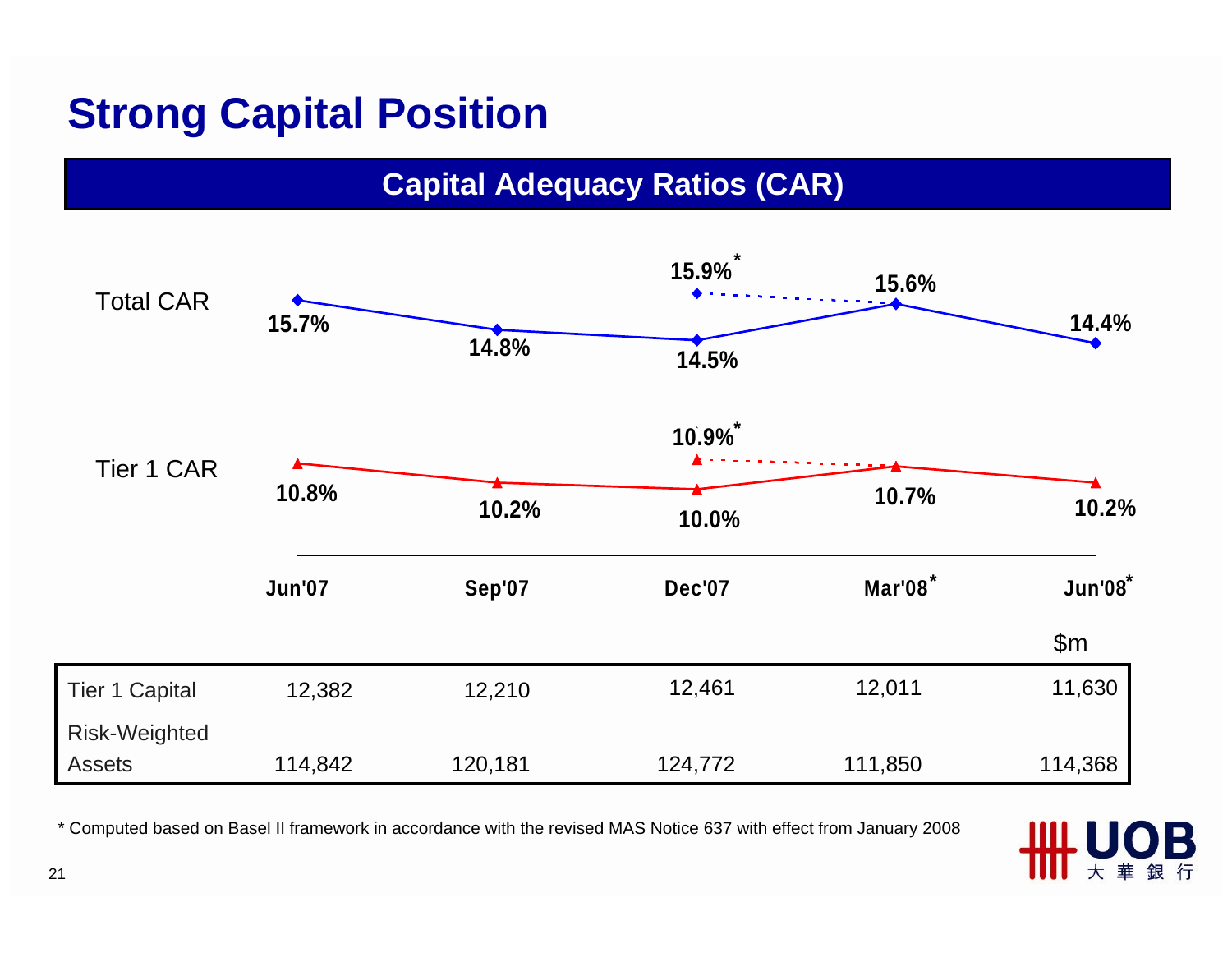# Strong Capital Position

## Capital Adequacy Ratios (CAR)

| | Jun'07 | Sep'07 | Dec'07 | Mar'08* | Jun'08* |
|---|---|---|---|---|---|
| Total CAR | 15.7% | 14.8% | 14.5% (15.9%*) | 15.6% | 14.4% |
| Tier 1 CAR | 10.8% | 10.2% | 10.0% (10.9%*) | 10.7% | 10.2% |

$m

| | | | | | |
|---|---|---|---|---|---|
| Tier 1 Capital | 12,382 | 12,210 | 12,461 | 12,011 | 11,630 |
| Risk-Weighted Assets | 114,842 | 120,181 | 124,772 | 111,850 | 114,368 |

* Computed based on Basel II framework in accordance with the revised MAS Notice 637 with effect from January 2008

UOB 大華銀行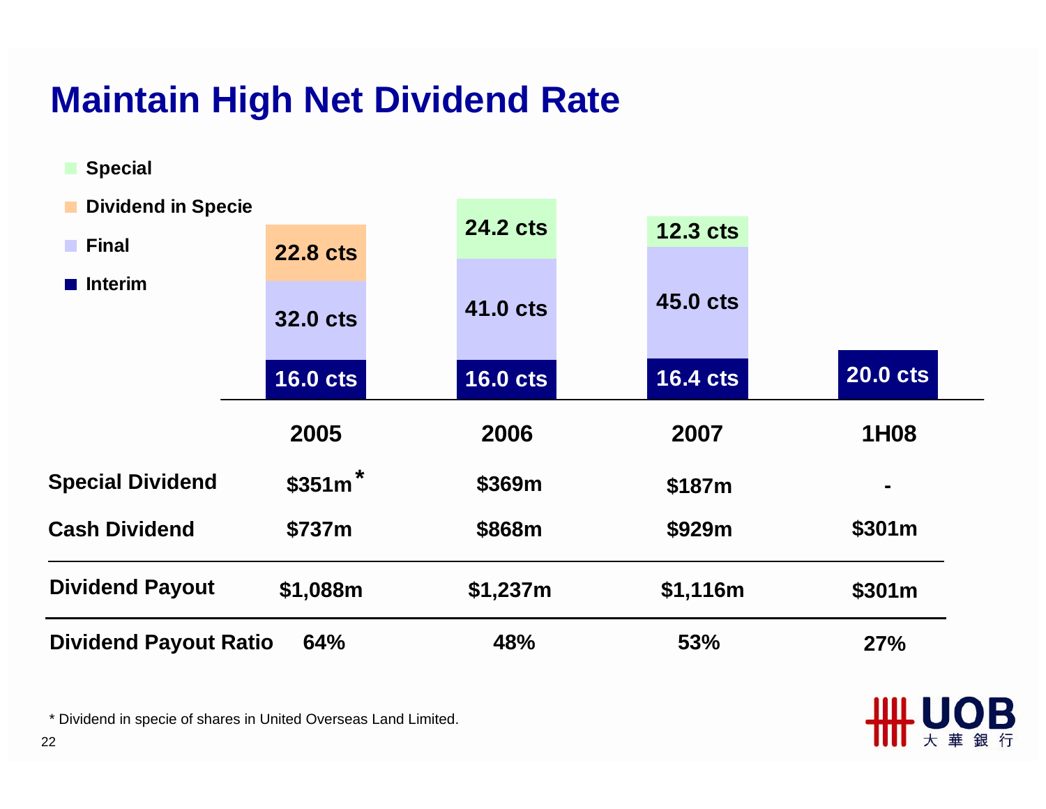# Maintain High Net Dividend Rate

| | 2005 | 2006 | 2007 | 1H08 |
|---|---|---|---|---|
| Special | | 24.2 cts | 12.3 cts | |
| Dividend in Specie | 22.8 cts | | | |
| Final | 32.0 cts | 41.0 cts | 45.0 cts | |
| Interim | 16.0 cts | 16.0 cts | 16.4 cts | 20.0 cts |

| | 2005 | 2006 | 2007 | 1H08 |
|---|---|---|---|---|
| Special Dividend | $351m* | $369m | $187m | - |
| Cash Dividend | $737m | $868m | $929m | $301m |
| **Dividend Payout** | $1,088m | $1,237m | $1,116m | $301m |
| **Dividend Payout Ratio** | 64% | 48% | 53% | 27% |

\* Dividend in specie of shares in United Overseas Land Limited.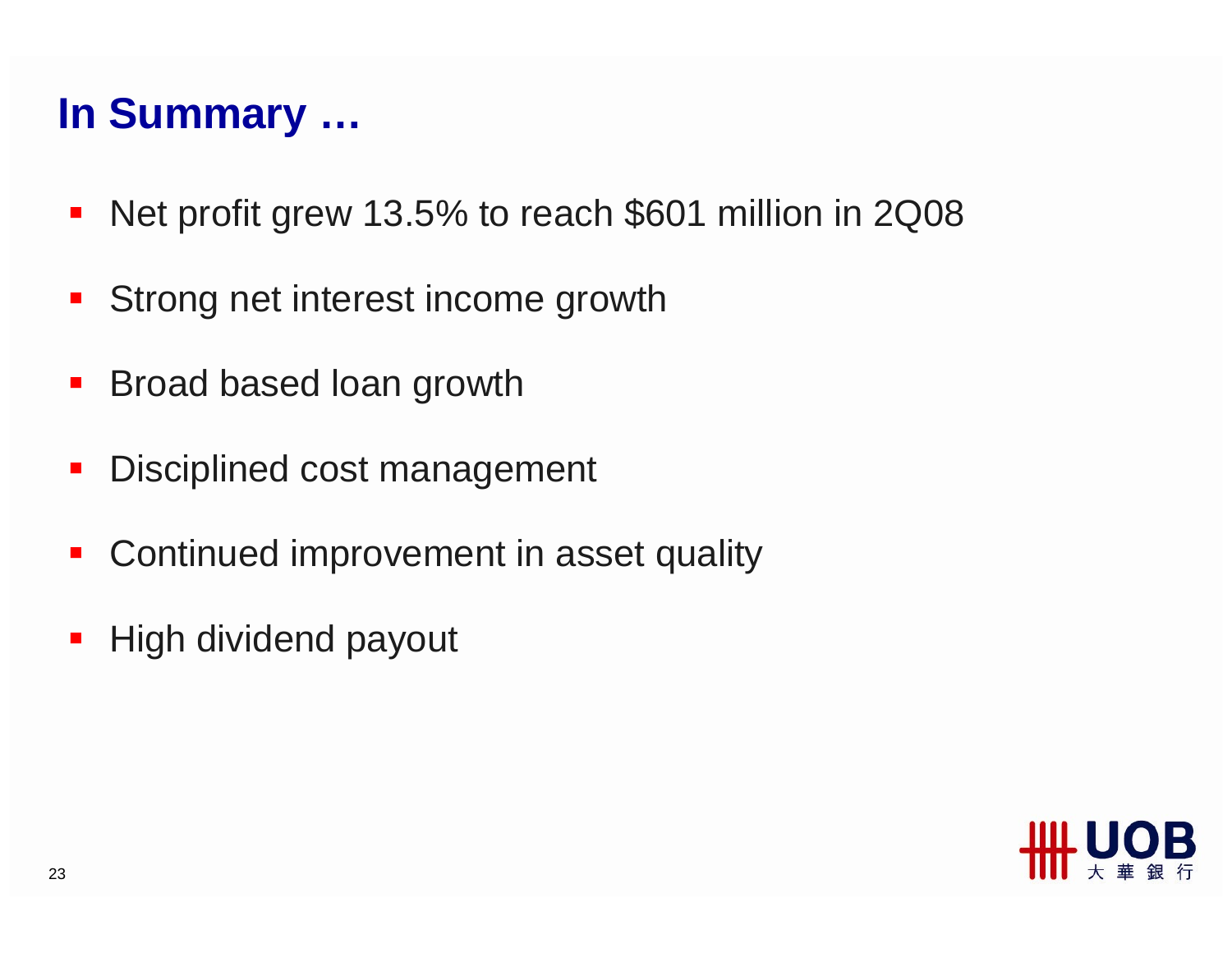# In Summary …

- Net profit grew 13.5% to reach $601 million in 2Q08
- Strong net interest income growth
- Broad based loan growth
- Disciplined cost management
- Continued improvement in asset quality
- High dividend payout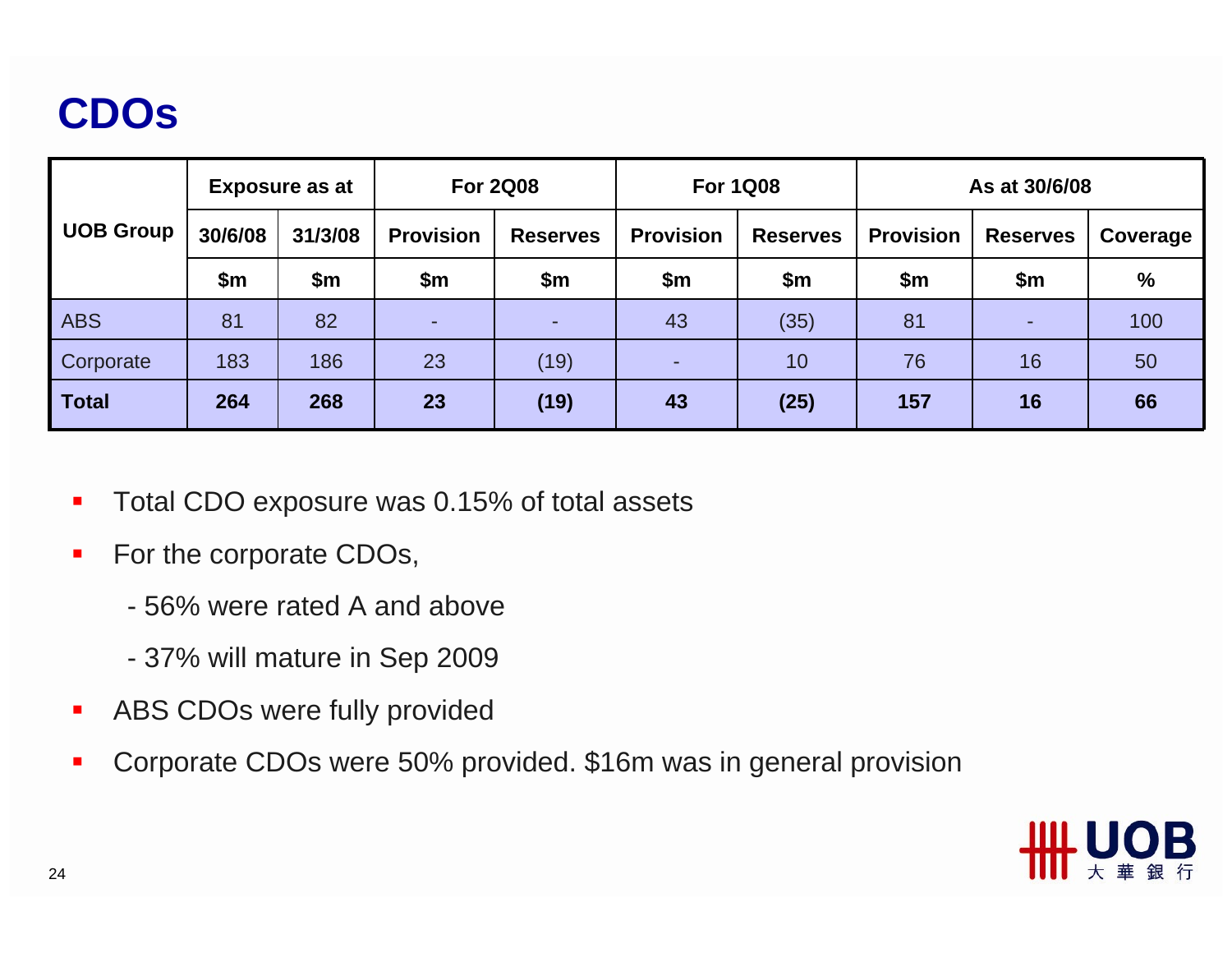# CDOs

| UOB Group | Exposure as at | | For 2Q08 | | For 1Q08 | | As at 30/6/08 | | |
|---|---|---|---|---|---|---|---|---|---|
| | 30/6/08 | 31/3/08 | Provision | Reserves | Provision | Reserves | Provision | Reserves | Coverage |
| | $m | $m | $m | $m | $m | $m | $m | $m | % |
| ABS | 81 | 82 | - | - | 43 | (35) | 81 | - | 100 |
| Corporate | 183 | 186 | 23 | (19) | - | 10 | 76 | 16 | 50 |
| **Total** | **264** | **268** | **23** | **(19)** | **43** | **(25)** | **157** | **16** | **66** |

- Total CDO exposure was 0.15% of total assets
- For the corporate CDOs,
  - 56% were rated A and above
  - 37% will mature in Sep 2009
- ABS CDOs were fully provided
- Corporate CDOs were 50% provided. $16m was in general provision